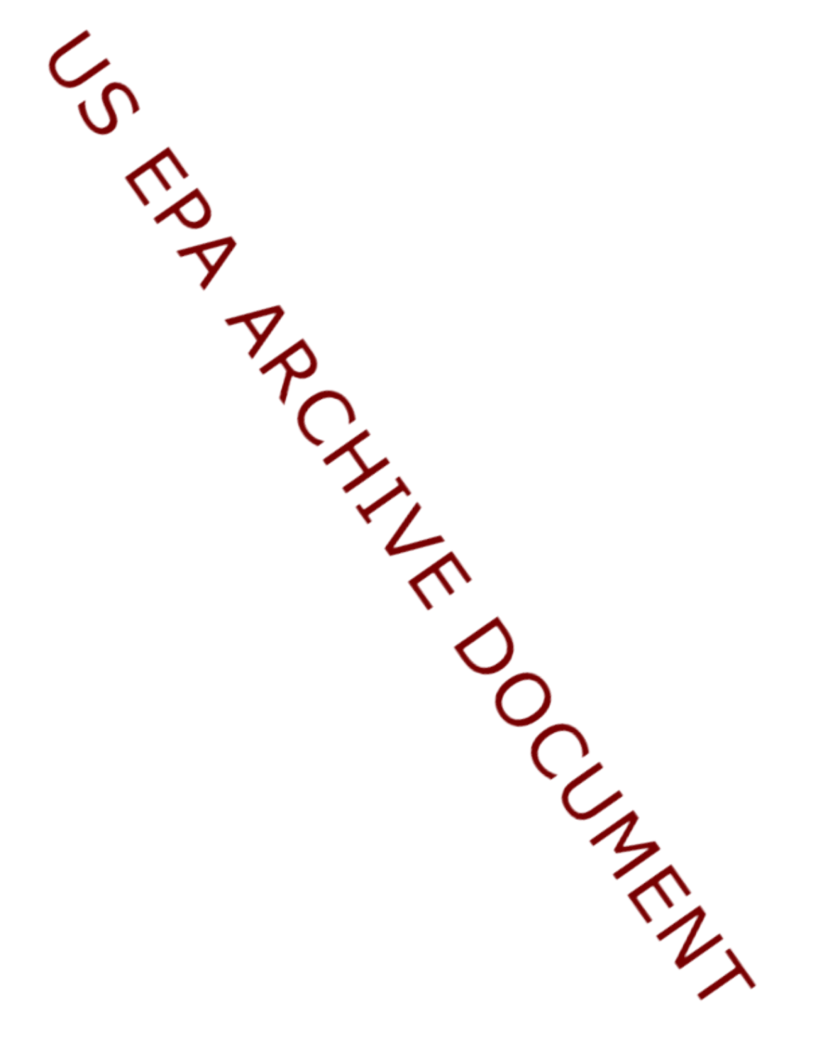US EPA ARCHIVE DOCUMENT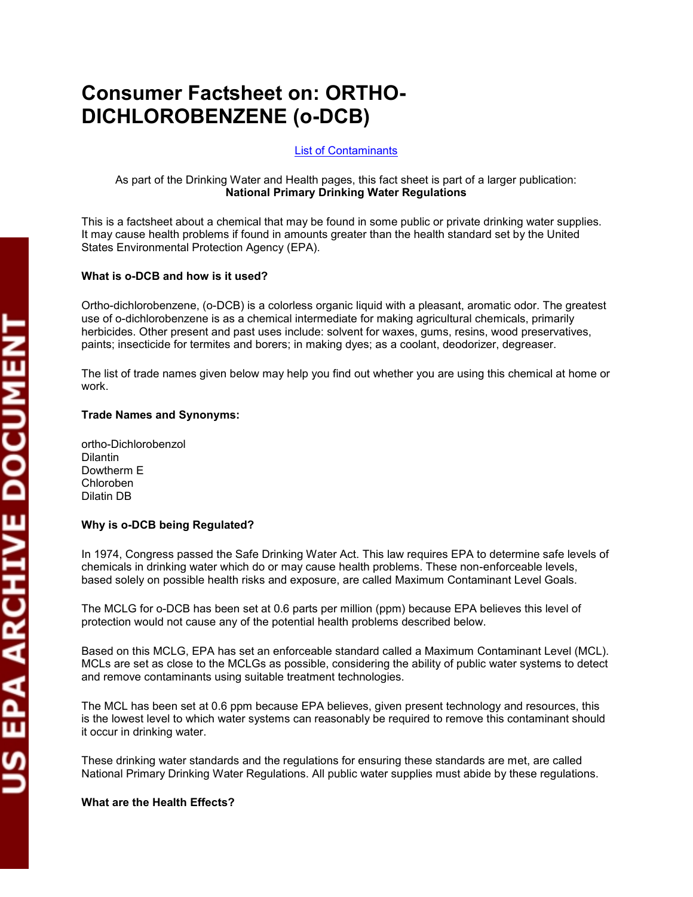# Consumer Factsheet on: ORTHO-DICHLOROBENZENE (o-DCB)

[List of Contaminants]

As part of the Drinking Water and Health pages, this fact sheet is part of a larger publication:
**National Primary Drinking Water Regulations**

This is a factsheet about a chemical that may be found in some public or private drinking water supplies. It may cause health problems if found in amounts greater than the health standard set by the United States Environmental Protection Agency (EPA).

**What is o-DCB and how is it used?**

Ortho-dichlorobenzene, (o-DCB) is a colorless organic liquid with a pleasant, aromatic odor. The greatest use of o-dichlorobenzene is as a chemical intermediate for making agricultural chemicals, primarily herbicides. Other present and past uses include: solvent for waxes, gums, resins, wood preservatives, paints; insecticide for termites and borers; in making dyes; as a coolant, deodorizer, degreaser.

The list of trade names given below may help you find out whether you are using this chemical at home or work.

**Trade Names and Synonyms:**

ortho-Dichlorobenzol
Dilantin
Dowtherm E
Chloroben
Dilatin DB

**Why is o-DCB being Regulated?**

In 1974, Congress passed the Safe Drinking Water Act. This law requires EPA to determine safe levels of chemicals in drinking water which do or may cause health problems. These non-enforceable levels, based solely on possible health risks and exposure, are called Maximum Contaminant Level Goals.

The MCLG for o-DCB has been set at 0.6 parts per million (ppm) because EPA believes this level of protection would not cause any of the potential health problems described below.

Based on this MCLG, EPA has set an enforceable standard called a Maximum Contaminant Level (MCL). MCLs are set as close to the MCLGs as possible, considering the ability of public water systems to detect and remove contaminants using suitable treatment technologies.

The MCL has been set at 0.6 ppm because EPA believes, given present technology and resources, this is the lowest level to which water systems can reasonably be required to remove this contaminant should it occur in drinking water.

These drinking water standards and the regulations for ensuring these standards are met, are called National Primary Drinking Water Regulations. All public water supplies must abide by these regulations.

**What are the Health Effects?**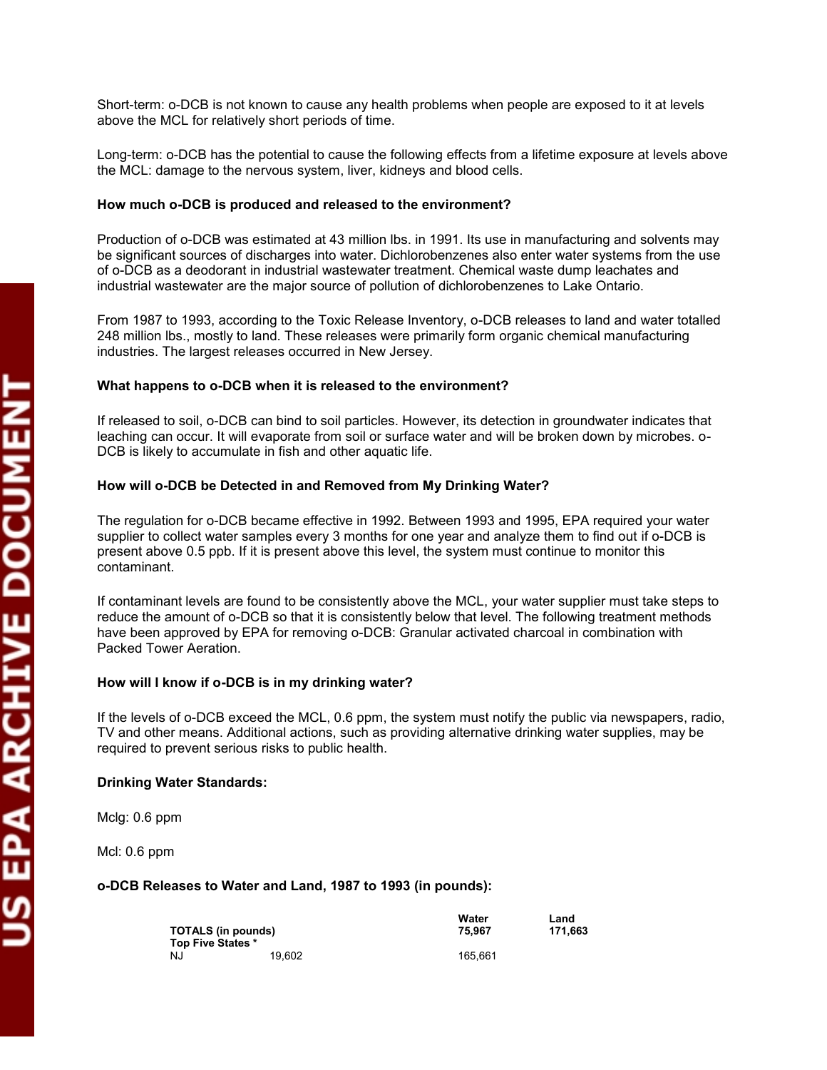Short-term: o-DCB is not known to cause any health problems when people are exposed to it at levels above the MCL for relatively short periods of time.

Long-term: o-DCB has the potential to cause the following effects from a lifetime exposure at levels above the MCL: damage to the nervous system, liver, kidneys and blood cells.

**How much o-DCB is produced and released to the environment?**

Production of o-DCB was estimated at 43 million lbs. in 1991. Its use in manufacturing and solvents may be significant sources of discharges into water. Dichlorobenzenes also enter water systems from the use of o-DCB as a deodorant in industrial wastewater treatment. Chemical waste dump leachates and industrial wastewater are the major source of pollution of dichlorobenzenes to Lake Ontario.

From 1987 to 1993, according to the Toxic Release Inventory, o-DCB releases to land and water totalled 248 million lbs., mostly to land. These releases were primarily form organic chemical manufacturing industries. The largest releases occurred in New Jersey.

**What happens to o-DCB when it is released to the environment?**

If released to soil, o-DCB can bind to soil particles. However, its detection in groundwater indicates that leaching can occur. It will evaporate from soil or surface water and will be broken down by microbes. o-DCB is likely to accumulate in fish and other aquatic life.

**How will o-DCB be Detected in and Removed from My Drinking Water?**

The regulation for o-DCB became effective in 1992. Between 1993 and 1995, EPA required your water supplier to collect water samples every 3 months for one year and analyze them to find out if o-DCB is present above 0.5 ppb. If it is present above this level, the system must continue to monitor this contaminant.

If contaminant levels are found to be consistently above the MCL, your water supplier must take steps to reduce the amount of o-DCB so that it is consistently below that level. The following treatment methods have been approved by EPA for removing o-DCB: Granular activated charcoal in combination with Packed Tower Aeration.

**How will I know if o-DCB is in my drinking water?**

If the levels of o-DCB exceed the MCL, 0.6 ppm, the system must notify the public via newspapers, radio, TV and other means. Additional actions, such as providing alternative drinking water supplies, may be required to prevent serious risks to public health.

**Drinking Water Standards:**

Mclg: 0.6 ppm

Mcl: 0.6 ppm

**o-DCB Releases to Water and Land, 1987 to 1993 (in pounds):**

| | | Water | Land |
|---|---|---|---|
| **TOTALS (in pounds)** | | **75,967** | **171,663** |
| **Top Five States \*** | | | |
| NJ | 19,602 | 165,661 | |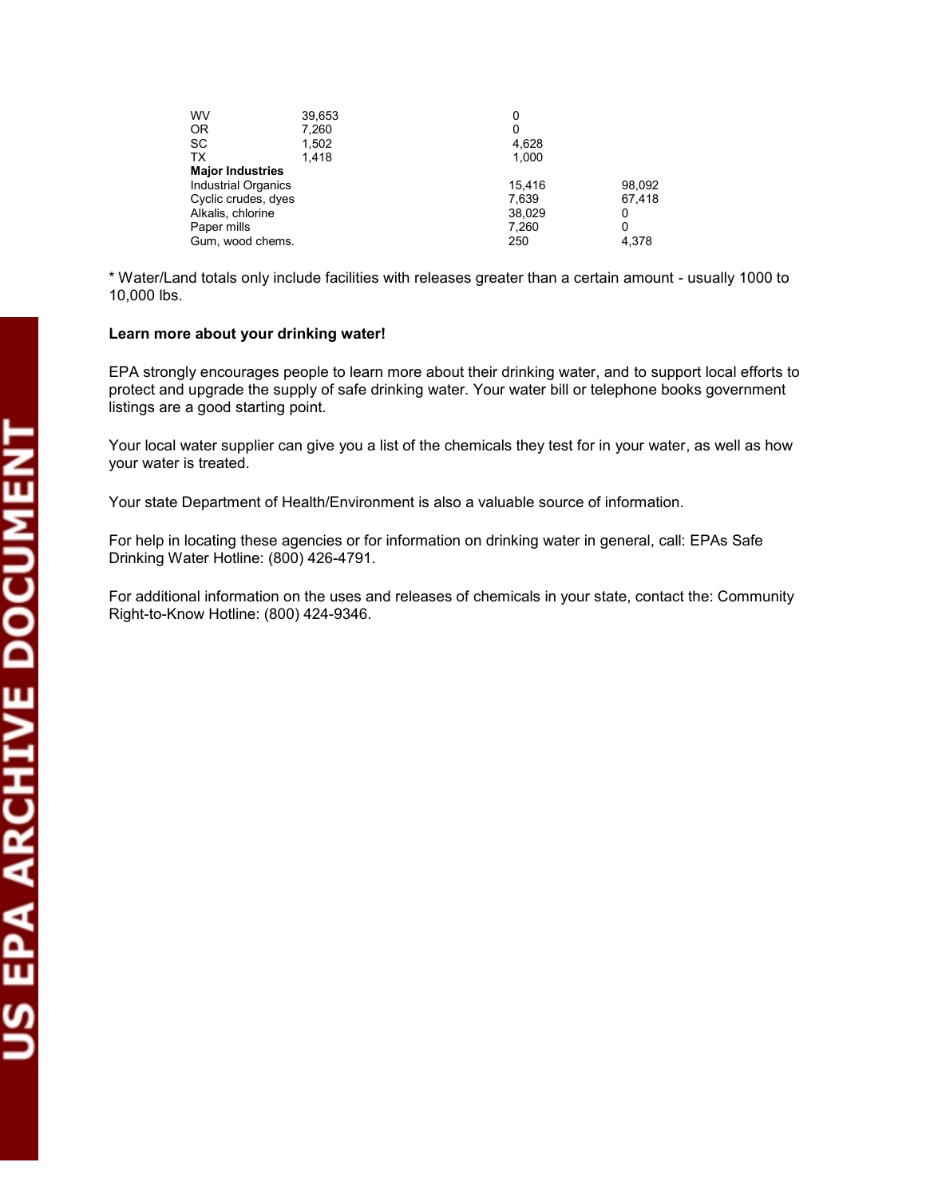| | | | |
|---|---|---|---|
| WV | 39,653 | 0 | |
| OR | 7,260 | 0 | |
| SC | 1,502 | 4,628 | |
| TX | 1,418 | 1,000 | |
| **Major Industries** | | | |
| Industrial Organics | | 15,416 | 98,092 |
| Cyclic crudes, dyes | | 7,639 | 67,418 |
| Alkalis, chlorine | | 38,029 | 0 |
| Paper mills | | 7,260 | 0 |
| Gum, wood chems. | | 250 | 4,378 |

* Water/Land totals only include facilities with releases greater than a certain amount - usually 1000 to 10,000 lbs.

**Learn more about your drinking water!**

EPA strongly encourages people to learn more about their drinking water, and to support local efforts to protect and upgrade the supply of safe drinking water. Your water bill or telephone books government listings are a good starting point.

Your local water supplier can give you a list of the chemicals they test for in your water, as well as how your water is treated.

Your state Department of Health/Environment is also a valuable source of information.

For help in locating these agencies or for information on drinking water in general, call: EPAs Safe Drinking Water Hotline: (800) 426-4791.

For additional information on the uses and releases of chemicals in your state, contact the: Community Right-to-Know Hotline: (800) 424-9346.